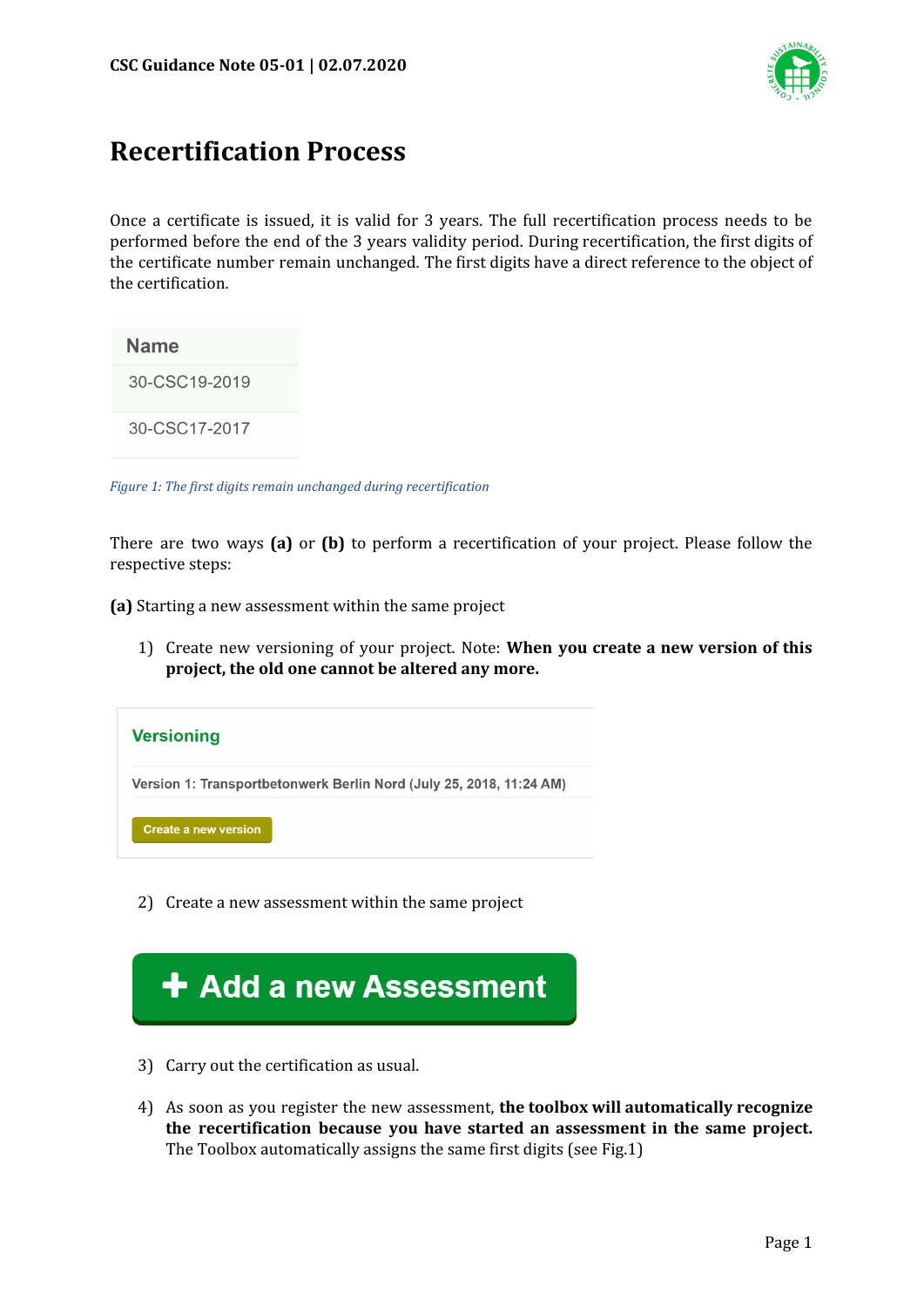# Recertification Process

Once a certificate is issued, it is valid for 3 years. The full recertification process needs to be performed before the end of the 3 years validity period. During recertification, the first digits of the certificate number remain unchanged. The first digits have a direct reference to the object of the certification.

| Name |
| --- |
| 30-CSC19-2019 |
| 30-CSC17-2017 |

*Figure 1: The first digits remain unchanged during recertification*

There are two ways **(a)** or **(b)** to perform a recertification of your project. Please follow the respective steps:

**(a)** Starting a new assessment within the same project

1) Create new versioning of your project. Note: **When you create a new version of this project, the old one cannot be altered any more.**

   **Versioning**

   Version 1: Transportbetonwerk Berlin Nord (July 25, 2018, 11:24 AM)

   Create a new version

2) Create a new assessment within the same project

   **+ Add a new Assessment**

3) Carry out the certification as usual.

4) As soon as you register the new assessment, **the toolbox will automatically recognize the recertification because you have started an assessment in the same project.** The Toolbox automatically assigns the same first digits (see Fig.1)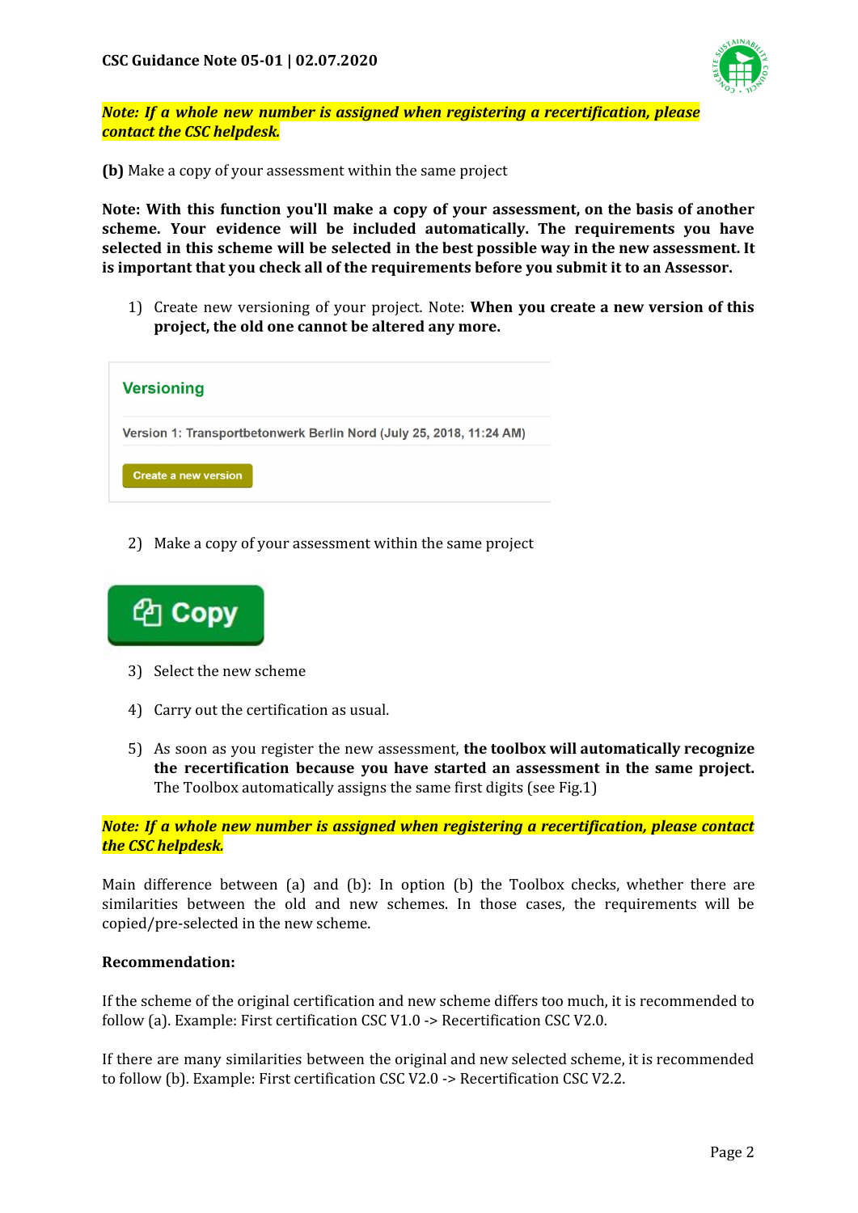***Note: If a whole new number is assigned when registering a recertification, please contact the CSC helpdesk.***

**(b)** Make a copy of your assessment within the same project

**Note: With this function you'll make a copy of your assessment, on the basis of another scheme. Your evidence will be included automatically. The requirements you have selected in this scheme will be selected in the best possible way in the new assessment. It is important that you check all of the requirements before you submit it to an Assessor.**

1) Create new versioning of your project. Note: **When you create a new version of this project, the old one cannot be altered any more.**

Versioning

Version 1: Transportbetonwerk Berlin Nord (July 25, 2018, 11:24 AM)

Create a new version

2) Make a copy of your assessment within the same project

Copy

3) Select the new scheme

4) Carry out the certification as usual.

5) As soon as you register the new assessment, **the toolbox will automatically recognize the recertification because you have started an assessment in the same project.** The Toolbox automatically assigns the same first digits (see Fig.1)

***Note: If a whole new number is assigned when registering a recertification, please contact the CSC helpdesk.***

Main difference between (a) and (b): In option (b) the Toolbox checks, whether there are similarities between the old and new schemes. In those cases, the requirements will be copied/pre-selected in the new scheme.

**Recommendation:**

If the scheme of the original certification and new scheme differs too much, it is recommended to follow (a). Example: First certification CSC V1.0 -> Recertification CSC V2.0.

If there are many similarities between the original and new selected scheme, it is recommended to follow (b). Example: First certification CSC V2.0 -> Recertification CSC V2.2.